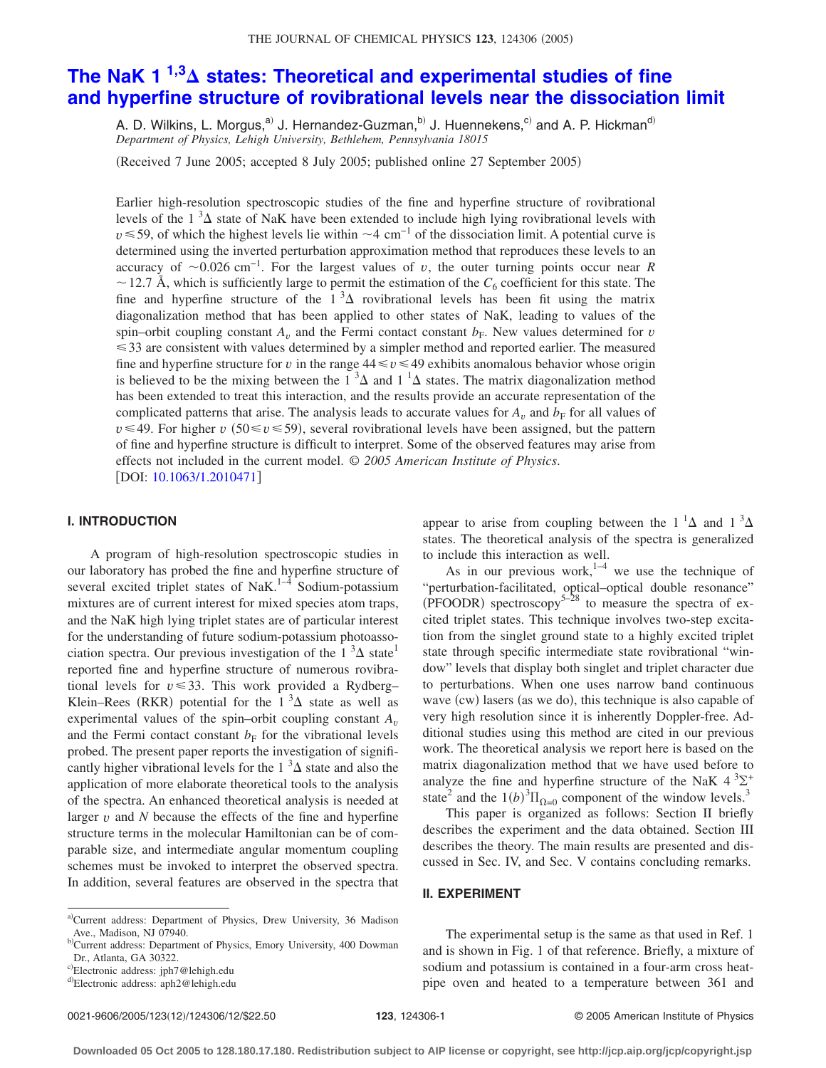# The NaK 1 $^{1,3}\Delta$ states: Theoretical and experimental studies of fine and hyperfine structure of rovibrational levels near the dissociation limit

A. D. Wilkins, L. Morgus,[a] J. Hernandez-Guzman,[b] J. Huennekens,[c] and A. P. Hickman[d]

*Department of Physics, Lehigh University, Bethlehem, Pennsylvania 18015*

(Received 7 June 2005; accepted 8 July 2005; published online 27 September 2005)

Earlier high-resolution spectroscopic studies of the fine and hyperfine structure of rovibrational levels of the 1 $^3\Delta$ state of NaK have been extended to include high lying rovibrational levels with $v \leq 59$, of which the highest levels lie within $\sim 4$ cm$^{-1}$ of the dissociation limit. A potential curve is determined using the inverted perturbation approximation method that reproduces these levels to an accuracy of $\sim 0.026$ cm$^{-1}$. For the largest values of $v$, the outer turning points occur near $R \sim 12.7$ Å, which is sufficiently large to permit the estimation of the $C_6$ coefficient for this state. The fine and hyperfine structure of the 1 $^3\Delta$ rovibrational levels has been fit using the matrix diagonalization method that has been applied to other states of NaK, leading to values of the spin–orbit coupling constant $A_v$ and the Fermi contact constant $b_F$. New values determined for $v \leq 33$ are consistent with values determined by a simpler method and reported earlier. The measured fine and hyperfine structure for $v$ in the range $44 \leq v \leq 49$ exhibits anomalous behavior whose origin is believed to be the mixing between the 1 $^3\Delta$ and 1 $^1\Delta$ states. The matrix diagonalization method has been extended to treat this interaction, and the results provide an accurate representation of the complicated patterns that arise. The analysis leads to accurate values for $A_v$ and $b_F$ for all values of $v \leq 49$. For higher $v$ ($50 \leq v \leq 59$), several rovibrational levels have been assigned, but the pattern of fine and hyperfine structure is difficult to interpret. Some of the observed features may arise from effects not included in the current model. *© 2005 American Institute of Physics*. [DOI: 10.1063/1.2010471]

## I. INTRODUCTION

A program of high-resolution spectroscopic studies in our laboratory has probed the fine and hyperfine structure of several excited triplet states of NaK.[1–4] Sodium-potassium mixtures are of current interest for mixed species atom traps, and the NaK high lying triplet states are of particular interest for the understanding of future sodium-potassium photoassociation spectra. Our previous investigation of the 1 $^3\Delta$ state[1] reported fine and hyperfine structure of numerous rovibrational levels for $v \leq 33$. This work provided a Rydberg–Klein–Rees (RKR) potential for the 1 $^3\Delta$ state as well as experimental values of the spin–orbit coupling constant $A_v$ and the Fermi contact constant $b_F$ for the vibrational levels probed. The present paper reports the investigation of significantly higher vibrational levels for the 1 $^3\Delta$ state and also the application of more elaborate theoretical tools to the analysis of the spectra. An enhanced theoretical analysis is needed at larger $v$ and $N$ because the effects of the fine and hyperfine structure terms in the molecular Hamiltonian can be of comparable size, and intermediate angular momentum coupling schemes must be invoked to interpret the observed spectra. In addition, several features are observed in the spectra that appear to arise from coupling between the 1 $^1\Delta$ and 1 $^3\Delta$ states. The theoretical analysis of the spectra is generalized to include this interaction as well.

As in our previous work,[1–4] we use the technique of "perturbation-facilitated, optical–optical double resonance" (PFOODR) spectroscopy[5–28] to measure the spectra of excited triplet states. This technique involves two-step excitation from the singlet ground state to a highly excited triplet state through specific intermediate state rovibrational "window" levels that display both singlet and triplet character due to perturbations. When one uses narrow band continuous wave (cw) lasers (as we do), this technique is also capable of very high resolution since it is inherently Doppler-free. Additional studies using this method are cited in our previous work. The theoretical analysis we report here is based on the matrix diagonalization method that we have used before to analyze the fine and hyperfine structure of the NaK 4 $^3\Sigma^+$ state[2] and the $1(b)^3\Pi_{\Omega=0}$ component of the window levels.[3]

This paper is organized as follows: Section II briefly describes the experiment and the data obtained. Section III describes the theory. The main results are presented and discussed in Sec. IV, and Sec. V contains concluding remarks.

## II. EXPERIMENT

The experimental setup is the same as that used in Ref. 1 and is shown in Fig. 1 of that reference. Briefly, a mixture of sodium and potassium is contained in a four-arm cross heat-pipe oven and heated to a temperature between 361 and

---

[a]Current address: Department of Physics, Drew University, 36 Madison Ave., Madison, NJ 07940.

[b]Current address: Department of Physics, Emory University, 400 Dowman Dr., Atlanta, GA 30322.

[c]Electronic address: jph7@lehigh.edu

[d]Electronic address: aph2@lehigh.edu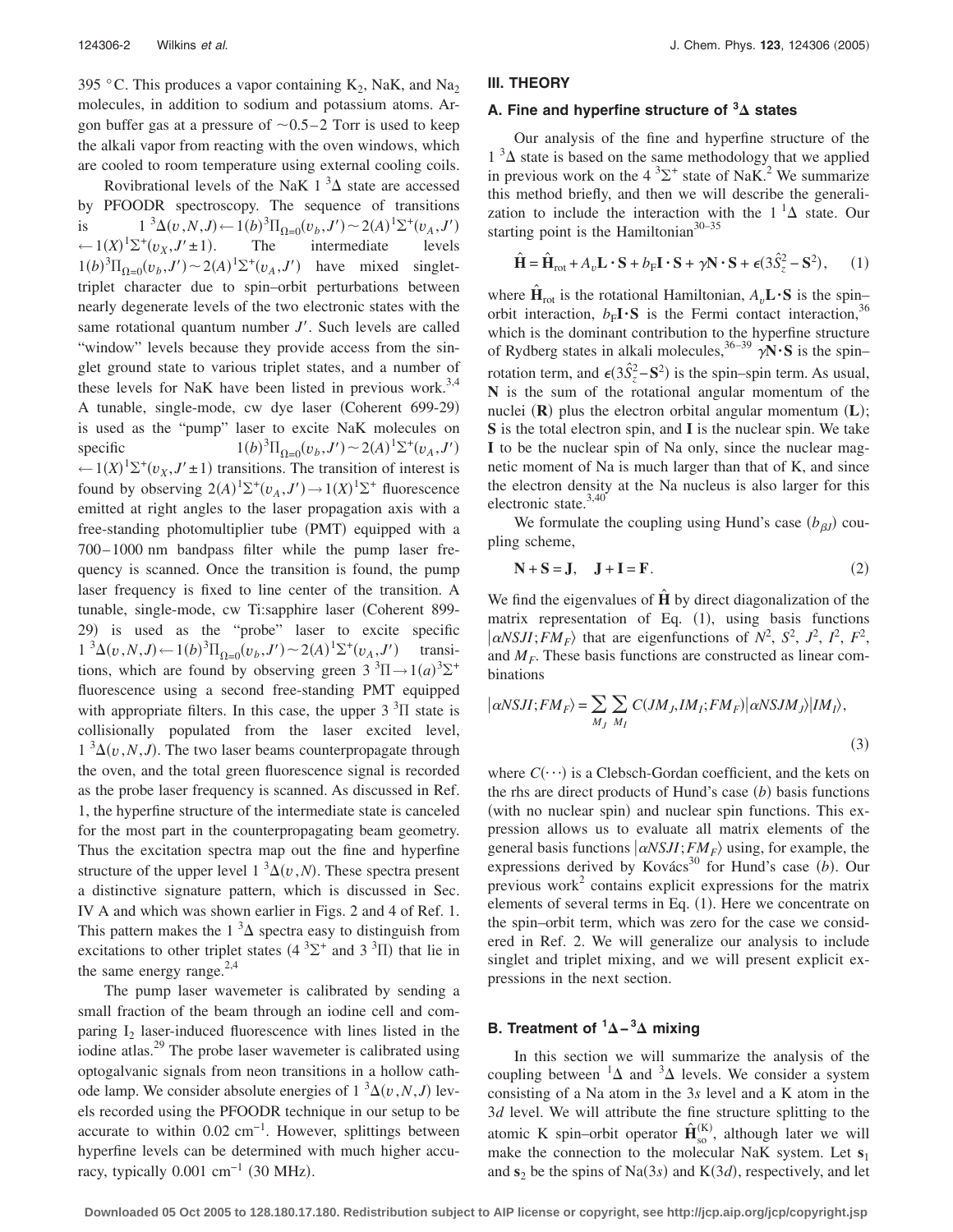395 °C. This produces a vapor containing $K_2$, NaK, and $Na_2$ molecules, in addition to sodium and potassium atoms. Argon buffer gas at a pressure of ~0.5–2 Torr is used to keep the alkali vapor from reacting with the oven windows, which are cooled to room temperature using external cooling coils.

Rovibrational levels of the NaK $1\,^3\Delta$ state are accessed by PFOODR spectroscopy. The sequence of transitions is $1\,^3\Delta(v,N,J) \leftarrow 1(b)^3\Pi_{\Omega=0}(v_b,J') \sim 2(A)^1\Sigma^+(v_A,J') \leftarrow 1(X)^1\Sigma^+(v_X,J'\pm1)$. The intermediate levels $1(b)^3\Pi_{\Omega=0}(v_b,J') \sim 2(A)^1\Sigma^+(v_A,J')$ have mixed singlet-triplet character due to spin–orbit perturbations between nearly degenerate levels of the two electronic states with the same rotational quantum number $J'$. Such levels are called "window" levels because they provide access from the singlet ground state to various triplet states, and a number of these levels for NaK have been listed in previous work.[3,4] A tunable, single-mode, cw dye laser (Coherent 699-29) is used as the "pump" laser to excite NaK molecules on specific $1(b)^3\Pi_{\Omega=0}(v_b,J') \sim 2(A)^1\Sigma^+(v_A,J') \leftarrow 1(X)^1\Sigma^+(v_X,J'\pm1)$ transitions. The transition of interest is found by observing $2(A)^1\Sigma^+(v_A,J') \rightarrow 1(X)^1\Sigma^+$ fluorescence emitted at right angles to the laser propagation axis with a free-standing photomultiplier tube (PMT) equipped with a 700–1000 nm bandpass filter while the pump laser frequency is scanned. Once the transition is found, the pump laser frequency is fixed to line center of the transition. A tunable, single-mode, cw Ti:sapphire laser (Coherent 899-29) is used as the "probe" laser to excite specific $1\,^3\Delta(v,N,J) \leftarrow 1(b)^3\Pi_{\Omega=0}(v_b,J') \sim 2(A)^1\Sigma^+(v_A,J')$ transitions, which are found by observing green $3\,^3\Pi \rightarrow 1(a)^3\Sigma^+$ fluorescence using a second free-standing PMT equipped with appropriate filters. In this case, the upper $3\,^3\Pi$ state is collisionally populated from the laser excited level, $1\,^3\Delta(v,N,J)$. The two laser beams counterpropagate through the oven, and the total green fluorescence signal is recorded as the probe laser frequency is scanned. As discussed in Ref. 1, the hyperfine structure of the intermediate state is canceled for the most part in the counterpropagating beam geometry. Thus the excitation spectra map out the fine and hyperfine structure of the upper level $1\,^3\Delta(v,N)$. These spectra present a distinctive signature pattern, which is discussed in Sec. IV A and which was shown earlier in Figs. 2 and 4 of Ref. 1. This pattern makes the $1\,^3\Delta$ spectra easy to distinguish from excitations to other triplet states ($4\,^3\Sigma^+$ and $3\,^3\Pi$) that lie in the same energy range.[2,4]

The pump laser wavemeter is calibrated by sending a small fraction of the beam through an iodine cell and comparing $I_2$ laser-induced fluorescence with lines listed in the iodine atlas.[29] The probe laser wavemeter is calibrated using optogalvanic signals from neon transitions in a hollow cathode lamp. We consider absolute energies of $1\,^3\Delta(v,N,J)$ levels recorded using the PFOODR technique in our setup to be accurate to within 0.02 cm$^{-1}$. However, splittings between hyperfine levels can be determined with much higher accuracy, typically 0.001 cm$^{-1}$ (30 MHz).

## III. THEORY

### A. Fine and hyperfine structure of $^3\Delta$ states

Our analysis of the fine and hyperfine structure of the $1\,^3\Delta$ state is based on the same methodology that we applied in previous work on the $4\,^3\Sigma^+$ state of NaK.[2] We summarize this method briefly, and then we will describe the generalization to include the interaction with the $1\,^1\Delta$ state. Our starting point is the Hamiltonian[30–35]

$$\hat{\mathbf{H}} = \hat{\mathbf{H}}_{\rm rot} + A_v \mathbf{L}\cdot\mathbf{S} + b_{\rm F}\mathbf{I}\cdot\mathbf{S} + \gamma\mathbf{N}\cdot\mathbf{S} + \epsilon(3\hat{S}_z^2 - \mathbf{S}^2), \quad (1)$$

where $\hat{\mathbf{H}}_{\rm rot}$ is the rotational Hamiltonian, $A_v\mathbf{L}\cdot\mathbf{S}$ is the spin–orbit interaction, $b_{\rm F}\mathbf{I}\cdot\mathbf{S}$ is the Fermi contact interaction,[36] which is the dominant contribution to the hyperfine structure of Rydberg states in alkali molecules,[36–39] $\gamma\mathbf{N}\cdot\mathbf{S}$ is the spin–rotation term, and $\epsilon(3\hat{S}_z^2 - \mathbf{S}^2)$ is the spin–spin term. As usual, $\mathbf{N}$ is the sum of the rotational angular momentum of the nuclei ($\mathbf{R}$) plus the electron orbital angular momentum ($\mathbf{L}$); $\mathbf{S}$ is the total electron spin, and $\mathbf{I}$ is the nuclear spin. We take $\mathbf{I}$ to be the nuclear spin of Na only, since the nuclear magnetic moment of Na is much larger than that of K, and since the electron density at the Na nucleus is also larger for this electronic state.[3,40]

We formulate the coupling using Hund's case ($b_{\beta J}$) coupling scheme,

$$\mathbf{N} + \mathbf{S} = \mathbf{J}, \quad \mathbf{J} + \mathbf{I} = \mathbf{F}. \quad (2)$$

We find the eigenvalues of $\hat{\mathbf{H}}$ by direct diagonalization of the matrix representation of Eq. (1), using basis functions $|\alpha NSJI;FM_F\rangle$ that are eigenfunctions of $N^2$, $S^2$, $J^2$, $I^2$, $F^2$, and $M_F$. These basis functions are constructed as linear combinations

$$|\alpha NSJI;FM_F\rangle = \sum_{M_J}\sum_{M_I} C(JM_J,IM_I;FM_F)|\alpha NSJM_J\rangle|IM_I\rangle, \quad (3)$$

where $C(\cdots)$ is a Clebsch-Gordan coefficient, and the kets on the rhs are direct products of Hund's case ($b$) basis functions (with no nuclear spin) and nuclear spin functions. This expression allows us to evaluate all matrix elements of the general basis functions $|\alpha NSJI;FM_F\rangle$ using, for example, the expressions derived by Kovács[30] for Hund's case ($b$). Our previous work[2] contains explicit expressions for the matrix elements of several terms in Eq. (1). Here we concentrate on the spin–orbit term, which was zero for the case we considered in Ref. 2. We will generalize our analysis to include singlet and triplet mixing, and we will present explicit expressions in the next section.

### B. Treatment of $^1\Delta - {}^3\Delta$ mixing

In this section we will summarize the analysis of the coupling between $^1\Delta$ and $^3\Delta$ levels. We consider a system consisting of a Na atom in the $3s$ level and a K atom in the $3d$ level. We will attribute the fine structure splitting to the atomic K spin–orbit operator $\hat{\mathbf{H}}_{\rm so}^{(\rm K)}$, although later we will make the connection to the molecular NaK system. Let $\mathbf{s}_1$ and $\mathbf{s}_2$ be the spins of Na($3s$) and K($3d$), respectively, and let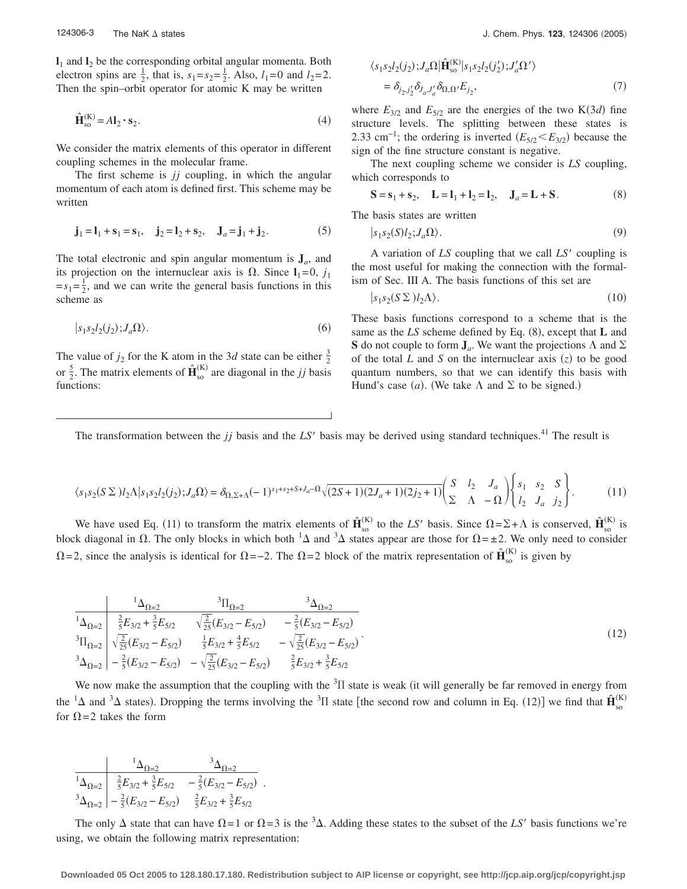$\mathbf{l}_1$ and $\mathbf{l}_2$ be the corresponding orbital angular momenta. Both electron spins are $\frac{1}{2}$, that is, $s_1 = s_2 = \frac{1}{2}$. Also, $l_1 = 0$ and $l_2 = 2$. Then the spin–orbit operator for atomic K may be written

$$\hat{\mathbf{H}}_{\text{so}}^{(\text{K})} = A\mathbf{l}_2 \cdot \mathbf{s}_2. \tag{4}$$

We consider the matrix elements of this operator in different coupling schemes in the molecular frame.

The first scheme is *jj* coupling, in which the angular momentum of each atom is defined first. This scheme may be written

$$\mathbf{j}_1 = \mathbf{l}_1 + \mathbf{s}_1 = \mathbf{s}_1, \quad \mathbf{j}_2 = \mathbf{l}_2 + \mathbf{s}_2, \quad \mathbf{J}_a = \mathbf{j}_1 + \mathbf{j}_2. \tag{5}$$

The total electronic and spin angular momentum is $\mathbf{J}_a$, and its projection on the internuclear axis is $\Omega$. Since $\mathbf{l}_1 = 0$, $j_1 = s_1 = \frac{1}{2}$, and we can write the general basis functions in this scheme as

$$|s_1 s_2 l_2 (j_2); J_a \Omega\rangle. \tag{6}$$

The value of $j_2$ for the K atom in the $3d$ state can be either $\frac{3}{2}$ or $\frac{5}{2}$. The matrix elements of $\hat{\mathbf{H}}_{\text{so}}^{(\text{K})}$ are diagonal in the *jj* basis functions:

$$\langle s_1 s_2 l_2 (j_2); J_a \Omega | \hat{\mathbf{H}}_{\text{so}}^{(\text{K})} | s_1 s_2 l_2 (j_2'); J_a' \Omega' \rangle = \delta_{j_2, j_2'} \delta_{J_a, J_a'} \delta_{\Omega, \Omega'} E_{j_2}, \tag{7}$$

where $E_{3/2}$ and $E_{5/2}$ are the energies of the two K($3d$) fine structure levels. The splitting between these states is 2.33 cm$^{-1}$; the ordering is inverted ($E_{5/2} < E_{3/2}$) because the sign of the fine structure constant is negative.

The next coupling scheme we consider is *LS* coupling, which corresponds to

$$\mathbf{S} = \mathbf{s}_1 + \mathbf{s}_2, \quad \mathbf{L} = \mathbf{l}_1 + \mathbf{l}_2 = \mathbf{l}_2, \quad \mathbf{J}_a = \mathbf{L} + \mathbf{S}. \tag{8}$$

The basis states are written

$$|s_1 s_2 (S) l_2; J_a \Omega\rangle. \tag{9}$$

A variation of *LS* coupling that we call *LS'* coupling is the most useful for making the connection with the formalism of Sec. III A. The basis functions of this set are

$$|s_1 s_2 (S\Sigma) l_2 \Lambda\rangle. \tag{10}$$

These basis functions correspond to a scheme that is the same as the *LS* scheme defined by Eq. (8), except that $\mathbf{L}$ and $\mathbf{S}$ do not couple to form $\mathbf{J}_a$. We want the projections $\Lambda$ and $\Sigma$ of the total $L$ and $S$ on the internuclear axis ($z$) to be good quantum numbers, so that we can identify this basis with Hund's case ($a$). (We take $\Lambda$ and $\Sigma$ to be signed.)

The transformation between the *jj* basis and the *LS'* basis may be derived using standard techniques.[41] The result is

$$\langle s_1 s_2 (S\Sigma) l_2 \Lambda | s_1 s_2 l_2 (j_2); J_a \Omega\rangle = \delta_{\Omega, \Sigma+\Lambda} (-1)^{s_1+s_2+S+J_a-\Omega} \sqrt{(2S+1)(2J_a+1)(2j_2+1)} \begin{pmatrix} S & l_2 & J_a \\ \Sigma & \Lambda & -\Omega \end{pmatrix} \begin{Bmatrix} s_1 & s_2 & S \\ l_2 & J_a & j_2 \end{Bmatrix}. \tag{11}$$

We have used Eq. (11) to transform the matrix elements of $\hat{\mathbf{H}}_{\text{so}}^{(\text{K})}$ to the *LS'* basis. Since $\Omega = \Sigma + \Lambda$ is conserved, $\hat{\mathbf{H}}_{\text{so}}^{(\text{K})}$ is block diagonal in $\Omega$. The only blocks in which both $^1\Delta$ and $^3\Delta$ states appear are those for $\Omega = \pm 2$. We only need to consider $\Omega = 2$, since the analysis is identical for $\Omega = -2$. The $\Omega = 2$ block of the matrix representation of $\hat{\mathbf{H}}_{\text{so}}^{(\text{K})}$ is given by

$$\begin{array}{c|ccc} & ^1\Delta_{\Omega=2} & ^3\Pi_{\Omega=2} & ^3\Delta_{\Omega=2} \\ \hline ^1\Delta_{\Omega=2} & \frac{2}{5}E_{3/2} + \frac{3}{5}E_{5/2} & \sqrt{\frac{2}{25}}(E_{3/2} - E_{5/2}) & -\frac{2}{5}(E_{3/2} - E_{5/2}) \\ ^3\Pi_{\Omega=2} & \sqrt{\frac{2}{25}}(E_{3/2} - E_{5/2}) & \frac{1}{5}E_{3/2} + \frac{4}{5}E_{5/2} & -\sqrt{\frac{2}{25}}(E_{3/2} - E_{5/2}) \\ ^3\Delta_{\Omega=2} & -\frac{2}{5}(E_{3/2} - E_{5/2}) & -\sqrt{\frac{2}{25}}(E_{3/2} - E_{5/2}) & \frac{2}{5}E_{3/2} + \frac{3}{5}E_{5/2} \end{array}. \tag{12}$$

We now make the assumption that the coupling with the $^3\Pi$ state is weak (it will generally be far removed in energy from the $^1\Delta$ and $^3\Delta$ states). Dropping the terms involving the $^3\Pi$ state [the second row and column in Eq. (12)] we find that $\hat{\mathbf{H}}_{\text{so}}^{(\text{K})}$ for $\Omega = 2$ takes the form

$$\begin{array}{c|cc} & ^1\Delta_{\Omega=2} & ^3\Delta_{\Omega=2} \\ \hline ^1\Delta_{\Omega=2} & \frac{2}{5}E_{3/2} + \frac{3}{5}E_{5/2} & -\frac{2}{5}(E_{3/2} - E_{5/2}) \\ ^3\Delta_{\Omega=2} & -\frac{2}{5}(E_{3/2} - E_{5/2}) & \frac{2}{5}E_{3/2} + \frac{3}{5}E_{5/2} \end{array}.$$

The only $\Delta$ state that can have $\Omega = 1$ or $\Omega = 3$ is the $^3\Delta$. Adding these states to the subset of the *LS'* basis functions we're using, we obtain the following matrix representation: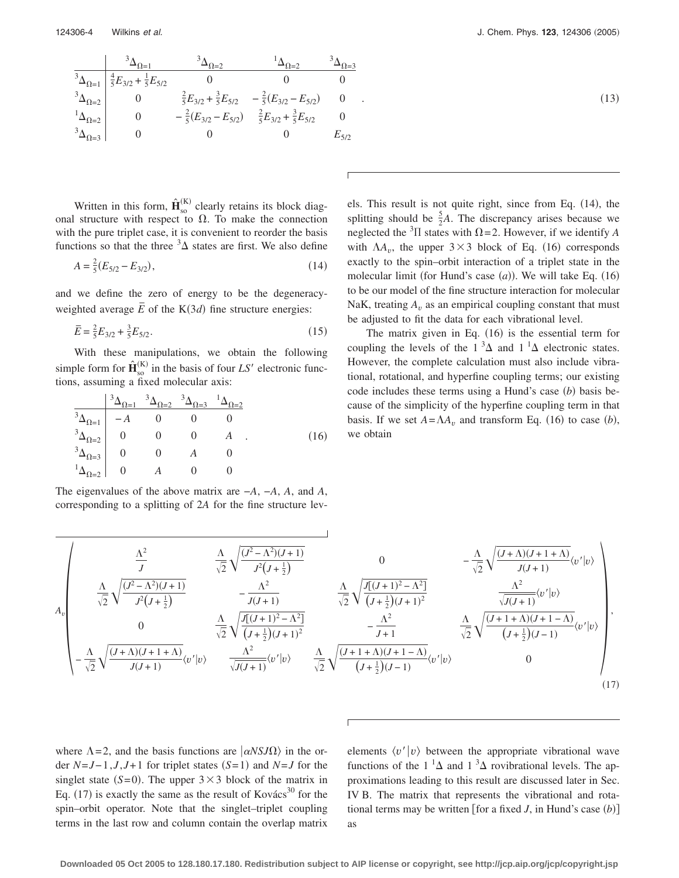$$
\begin{array}{c|cccc}
 & {}^3\Delta_{\Omega=1} & {}^3\Delta_{\Omega=2} & {}^1\Delta_{\Omega=2} & {}^3\Delta_{\Omega=3} \\
\hline
{}^3\Delta_{\Omega=1} & \frac{4}{5}E_{3/2}+\frac{1}{5}E_{5/2} & 0 & 0 & 0 \\
{}^3\Delta_{\Omega=2} & 0 & \frac{2}{5}E_{3/2}+\frac{3}{5}E_{5/2} & -\frac{2}{5}(E_{3/2}-E_{5/2}) & 0 \\
{}^1\Delta_{\Omega=2} & 0 & -\frac{2}{5}(E_{3/2}-E_{5/2}) & \frac{2}{5}E_{3/2}+\frac{3}{5}E_{5/2} & 0 \\
{}^3\Delta_{\Omega=3} & 0 & 0 & 0 & E_{5/2}
\end{array}
\quad . \tag{13}
$$

Written in this form, $\hat{\mathbf{H}}_{so}^{(K)}$ clearly retains its block diagonal structure with respect to $\Omega$. To make the connection with the pure triplet case, it is convenient to reorder the basis functions so that the three ${}^3\Delta$ states are first. We also define

$$
A = \frac{2}{5}(E_{5/2} - E_{3/2}), \tag{14}
$$

and we define the zero of energy to be the degeneracy-weighted average $\bar{E}$ of the K(3$d$) fine structure energies:

$$
\bar{E} = \frac{2}{5}E_{3/2} + \frac{3}{5}E_{5/2}. \tag{15}
$$

With these manipulations, we obtain the following simple form for $\hat{\mathbf{H}}_{so}^{(K)}$ in the basis of four $LS'$ electronic functions, assuming a fixed molecular axis:

$$
\begin{array}{c|cccc}
 & {}^3\Delta_{\Omega=1} & {}^3\Delta_{\Omega=2} & {}^3\Delta_{\Omega=3} & {}^1\Delta_{\Omega=2} \\
\hline
{}^3\Delta_{\Omega=1} & -A & 0 & 0 & 0 \\
{}^3\Delta_{\Omega=2} & 0 & 0 & 0 & A \\
{}^3\Delta_{\Omega=3} & 0 & 0 & A & 0 \\
{}^1\Delta_{\Omega=2} & 0 & A & 0 & 0
\end{array}
\quad . \tag{16}
$$

The eigenvalues of the above matrix are $-A$, $-A$, $A$, $A$, and $A$, corresponding to a splitting of $2A$ for the fine structure levels. This result is not quite right, since from Eq. (14), the splitting should be $\frac{5}{2}A$. The discrepancy arises because we neglected the ${}^3\Pi$ states with $\Omega=2$. However, if we identify $A$ with $\Lambda A_v$, the upper $3\times 3$ block of Eq. (16) corresponds exactly to the spin–orbit interaction of a triplet state in the molecular limit (for Hund's case ($a$)). We will take Eq. (16) to be our model of the fine structure interaction for molecular NaK, treating $A_v$ as an empirical coupling constant that must be adjusted to fit the data for each vibrational level.

The matrix given in Eq. (16) is the essential term for coupling the levels of the $1\,{}^3\Delta$ and $1\,{}^1\Delta$ electronic states. However, the complete calculation must also include vibrational, rotational, and hyperfine coupling terms; our existing code includes these terms using a Hund's case ($b$) basis because of the simplicity of the hyperfine coupling term in that basis. If we set $A=\Lambda A_v$ and transform Eq. (16) to case ($b$), we obtain

$$
A_v\begin{pmatrix}
\frac{\Lambda^2}{J} & \frac{\Lambda}{\sqrt{2}}\sqrt{\frac{(J^2-\Lambda^2)(J+1)}{J^2\left(J+\frac{1}{2}\right)}} & 0 & -\frac{\Lambda}{\sqrt{2}}\sqrt{\frac{(J+\Lambda)(J+1+\Lambda)}{J(J+1)}}\langle v'|v\rangle \\
\frac{\Lambda}{\sqrt{2}}\sqrt{\frac{(J^2-\Lambda^2)(J+1)}{J^2\left(J+\frac{1}{2}\right)}} & -\frac{\Lambda^2}{J(J+1)} & \frac{\Lambda}{\sqrt{2}}\sqrt{\frac{J[(J+1)^2-\Lambda^2]}{\left(J+\frac{1}{2}\right)(J+1)^2}} & \frac{\Lambda^2}{\sqrt{J(J+1)}}\langle v'|v\rangle \\
0 & \frac{\Lambda}{\sqrt{2}}\sqrt{\frac{J[(J+1)^2-\Lambda^2]}{\left(J+\frac{1}{2}\right)(J+1)^2}} & -\frac{\Lambda^2}{J+1} & \frac{\Lambda}{\sqrt{2}}\sqrt{\frac{(J+1+\Lambda)(J+1-\Lambda)}{\left(J+\frac{1}{2}\right)(J-1)}}\langle v'|v\rangle \\
-\frac{\Lambda}{\sqrt{2}}\sqrt{\frac{(J+\Lambda)(J+1+\Lambda)}{J(J+1)}}\langle v'|v\rangle & \frac{\Lambda^2}{\sqrt{J(J+1)}}\langle v'|v\rangle & \frac{\Lambda}{\sqrt{2}}\sqrt{\frac{(J+1+\Lambda)(J+1-\Lambda)}{\left(J+\frac{1}{2}\right)(J-1)}}\langle v'|v\rangle & 0
\end{pmatrix}, \tag{17}
$$

where $\Lambda=2$, and the basis functions are $|\alpha NSJ\Omega\rangle$ in the order $N=J-1, J, J+1$ for triplet states ($S=1$) and $N=J$ for the singlet state ($S=0$). The upper $3\times 3$ block of the matrix in Eq. (17) is exactly the same as the result of Kovács[30] for the spin–orbit operator. Note that the singlet–triplet coupling terms in the last row and column contain the overlap matrix elements $\langle v'|v\rangle$ between the appropriate vibrational wave functions of the $1\,{}^1\Delta$ and $1\,{}^3\Delta$ rovibrational levels. The approximations leading to this result are discussed later in Sec. IV B. The matrix that represents the vibrational and rotational terms may be written [for a fixed $J$, in Hund's case ($b$)] as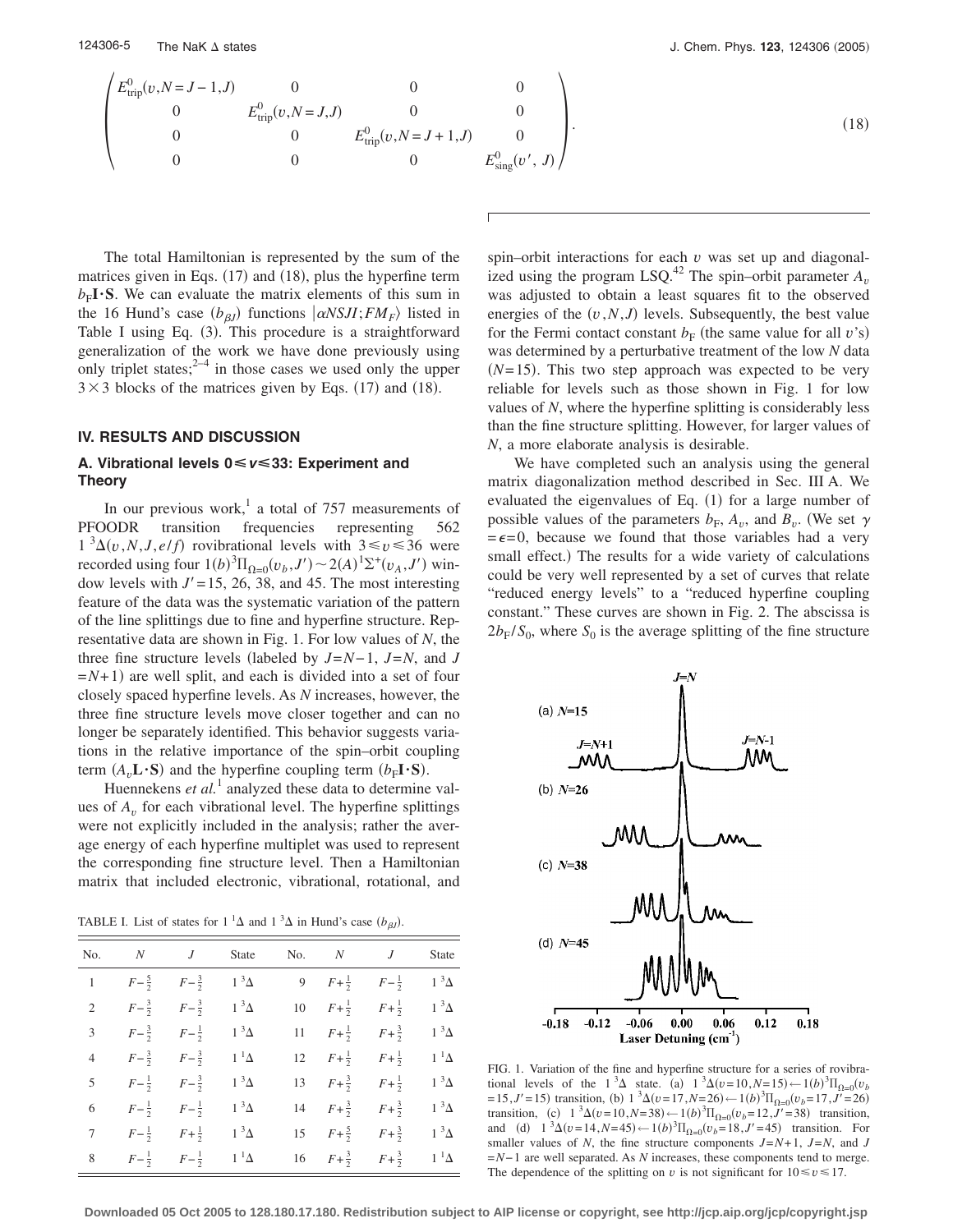$$
\begin{pmatrix}
E^0_{\text{trip}}(v,N=J-1,J) & 0 & 0 & 0 \\
0 & E^0_{\text{trip}}(v,N=J,J) & 0 & 0 \\
0 & 0 & E^0_{\text{trip}}(v,N=J+1,J) & 0 \\
0 & 0 & 0 & E^0_{\text{sing}}(v',J)
\end{pmatrix}. \tag{18}
$$

The total Hamiltonian is represented by the sum of the matrices given in Eqs. (17) and (18), plus the hyperfine term $b_F \mathbf{I}\cdot\mathbf{S}$. We can evaluate the matrix elements of this sum in the 16 Hund's case $(b_{\beta J})$ functions $|\alpha NSJI;FM_F\rangle$ listed in Table I using Eq. (3). This procedure is a straightforward generalization of the work we have done previously using only triplet states;[2–4] in those cases we used only the upper $3\times 3$ blocks of the matrices given by Eqs. (17) and (18).

## IV. RESULTS AND DISCUSSION

### A. Vibrational levels $0 \leqslant v \leqslant 33$: Experiment and Theory

In our previous work,[1] a total of 757 measurements of PFOODR transition frequencies representing 562 $1\,{}^3\Delta(v,N,J,e/f)$ rovibrational levels with $3\leqslant v \leqslant 36$ were recorded using four $1(b)^3\Pi_{\Omega=0}(v_b,J') \sim 2(A)^1\Sigma^+(v_A,J')$ window levels with $J'=15$, 26, 38, and 45. The most interesting feature of the data was the systematic variation of the pattern of the line splittings due to fine and hyperfine structure. Representative data are shown in Fig. 1. For low values of $N$, the three fine structure levels (labeled by $J=N-1$, $J=N$, and $J=N+1$) are well split, and each is divided into a set of four closely spaced hyperfine levels. As $N$ increases, however, the three fine structure levels move closer together and can no longer be separately identified. This behavior suggests variations in the relative importance of the spin–orbit coupling term $(A_v \mathbf{L}\cdot\mathbf{S})$ and the hyperfine coupling term $(b_F \mathbf{I}\cdot\mathbf{S})$.

Huennekens *et al.*[1] analyzed these data to determine values of $A_v$ for each vibrational level. The hyperfine splittings were not explicitly included in the analysis; rather the average energy of each hyperfine multiplet was used to represent the corresponding fine structure level. Then a Hamiltonian matrix that included electronic, vibrational, rotational, and spin–orbit interactions for each $v$ was set up and diagonalized using the program LSQ.[42] The spin–orbit parameter $A_v$ was adjusted to obtain a least squares fit to the observed energies of the $(v,N,J)$ levels. Subsequently, the best value for the Fermi contact constant $b_F$ (the same value for all $v$'s) was determined by a perturbative treatment of the low $N$ data $(N=15)$. This two step approach was expected to be very reliable for levels such as those shown in Fig. 1 for low values of $N$, where the hyperfine splitting is considerably less than the fine structure splitting. However, for larger values of $N$, a more elaborate analysis is desirable.

We have completed such an analysis using the general matrix diagonalization method described in Sec. III A. We evaluated the eigenvalues of Eq. (1) for a large number of possible values of the parameters $b_F$, $A_v$, and $B_v$. (We set $\gamma = \epsilon = 0$, because we found that those variables had a very small effect.) The results for a wide variety of calculations could be very well represented by a set of curves that relate "reduced energy levels" to a "reduced hyperfine coupling constant." These curves are shown in Fig. 2. The abscissa is $2b_F/S_0$, where $S_0$ is the average splitting of the fine structure

TABLE I. List of states for $1\,{}^1\Delta$ and $1\,{}^3\Delta$ in Hund's case $(b_{\beta J})$.

| No. | $N$ | $J$ | State | No. | $N$ | $J$ | State |
|---|---|---|---|---|---|---|---|
| 1 | $F-\frac{5}{2}$ | $F-\frac{3}{2}$ | $1\,{}^3\Delta$ | 9 | $F+\frac{1}{2}$ | $F-\frac{1}{2}$ | $1\,{}^3\Delta$ |
| 2 | $F-\frac{3}{2}$ | $F-\frac{3}{2}$ | $1\,{}^3\Delta$ | 10 | $F+\frac{1}{2}$ | $F+\frac{1}{2}$ | $1\,{}^3\Delta$ |
| 3 | $F-\frac{3}{2}$ | $F-\frac{1}{2}$ | $1\,{}^3\Delta$ | 11 | $F+\frac{1}{2}$ | $F+\frac{3}{2}$ | $1\,{}^3\Delta$ |
| 4 | $F-\frac{3}{2}$ | $F-\frac{3}{2}$ | $1\,{}^1\Delta$ | 12 | $F+\frac{1}{2}$ | $F+\frac{1}{2}$ | $1\,{}^1\Delta$ |
| 5 | $F-\frac{1}{2}$ | $F-\frac{3}{2}$ | $1\,{}^3\Delta$ | 13 | $F+\frac{3}{2}$ | $F+\frac{1}{2}$ | $1\,{}^3\Delta$ |
| 6 | $F-\frac{1}{2}$ | $F-\frac{1}{2}$ | $1\,{}^3\Delta$ | 14 | $F+\frac{3}{2}$ | $F+\frac{3}{2}$ | $1\,{}^3\Delta$ |
| 7 | $F-\frac{1}{2}$ | $F+\frac{1}{2}$ | $1\,{}^3\Delta$ | 15 | $F+\frac{5}{2}$ | $F+\frac{3}{2}$ | $1\,{}^3\Delta$ |
| 8 | $F-\frac{1}{2}$ | $F-\frac{1}{2}$ | $1\,{}^1\Delta$ | 16 | $F+\frac{3}{2}$ | $F+\frac{3}{2}$ | $1\,{}^1\Delta$ |

FIG. 1. Variation of the fine and hyperfine structure for a series of rovibrational levels of the $1\,{}^3\Delta$ state. (a) $1\,{}^3\Delta(v=10,N=15) \leftarrow 1(b)^3\Pi_{\Omega=0}(v_b=15,J'=15)$ transition, (b) $1\,{}^3\Delta(v=17,N=26) \leftarrow 1(b)^3\Pi_{\Omega=0}(v_b=17,J'=26)$ transition, (c) $1\,{}^3\Delta(v=10,N=38) \leftarrow 1(b)^3\Pi_{\Omega=0}(v_b=12,J'=38)$ transition, and (d) $1\,{}^3\Delta(v=14,N=45) \leftarrow 1(b)^3\Pi_{\Omega=0}(v_b=18,J'=45)$ transition. For smaller values of $N$, the fine structure components $J=N+1$, $J=N$, and $J=N-1$ are well separated. As $N$ increases, these components tend to merge. The dependence of the splitting on $v$ is not significant for $10\leqslant v \leqslant 17$.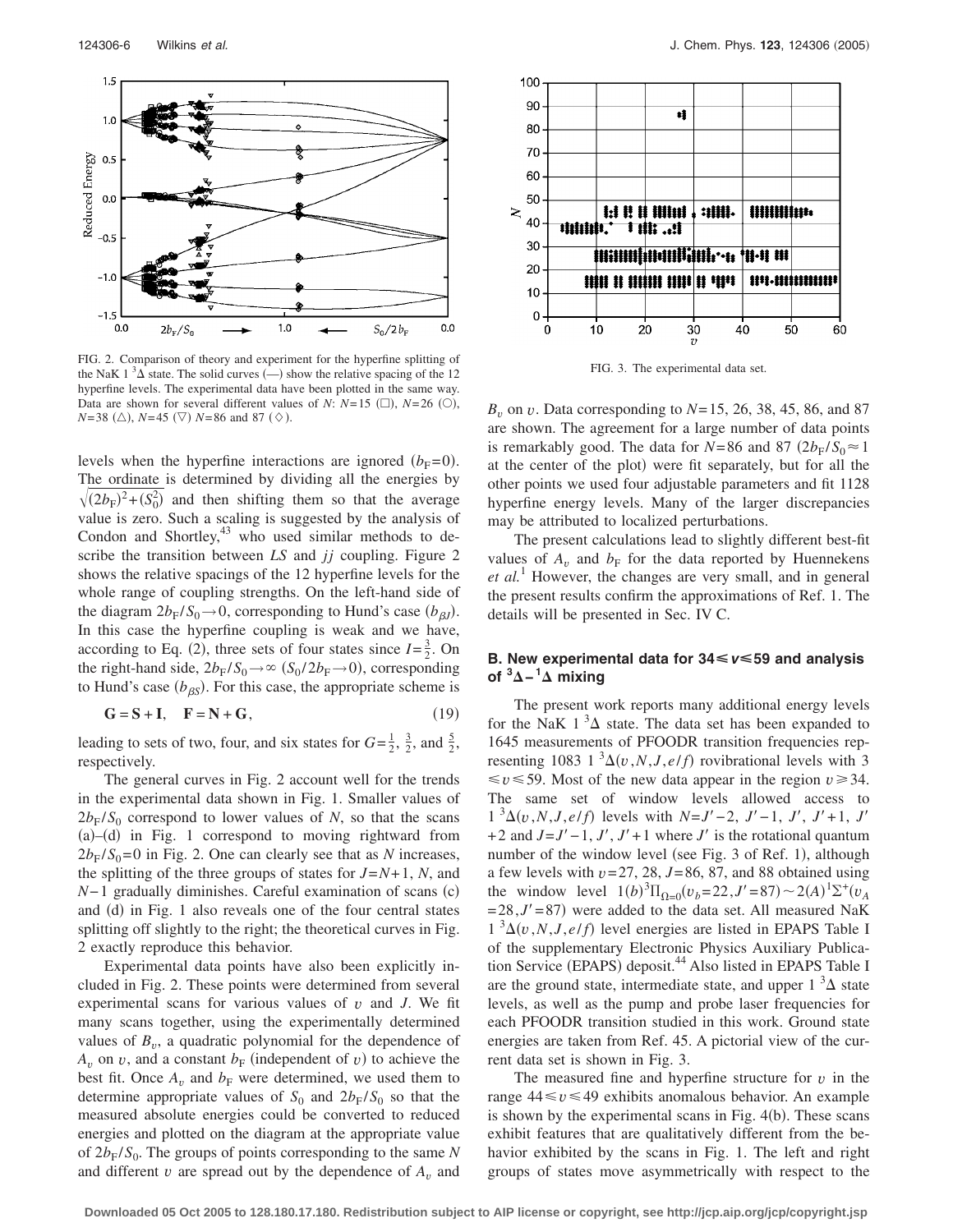FIG. 2. Comparison of theory and experiment for the hyperfine splitting of the NaK $1\,^3\Delta$ state. The solid curves (—) show the relative spacing of the 12 hyperfine levels. The experimental data have been plotted in the same way. Data are shown for several different values of $N$: $N=15$ (□), $N=26$ (○), $N=38$ (△), $N=45$ (▽) $N=86$ and 87 (◇).

levels when the hyperfine interactions are ignored ($b_F=0$). The ordinate is determined by dividing all the energies by $\sqrt{(2b_F)^2+(S_0^2)}$ and then shifting them so that the average value is zero. Such a scaling is suggested by the analysis of Condon and Shortley,[43] who used similar methods to describe the transition between $LS$ and $jj$ coupling. Figure 2 shows the relative spacings of the 12 hyperfine levels for the whole range of coupling strengths. On the left-hand side of the diagram $2b_F/S_0 \to 0$, corresponding to Hund's case ($b_{\beta J}$). In this case the hyperfine coupling is weak and we have, according to Eq. (2), three sets of four states since $I=\frac{3}{2}$. On the right-hand side, $2b_F/S_0 \to \infty$ ($S_0/2b_F \to 0$), corresponding to Hund's case ($b_{\beta S}$). For this case, the appropriate scheme is

$$\mathbf{G}=\mathbf{S}+\mathbf{I}, \quad \mathbf{F}=\mathbf{N}+\mathbf{G}, \tag{19}$$

leading to sets of two, four, and six states for $G=\frac{1}{2}$, $\frac{3}{2}$, and $\frac{5}{2}$, respectively.

The general curves in Fig. 2 account well for the trends in the experimental data shown in Fig. 1. Smaller values of $2b_F/S_0$ correspond to lower values of $N$, so that the scans (a)–(d) in Fig. 1 correspond to moving rightward from $2b_F/S_0=0$ in Fig. 2. One can clearly see that as $N$ increases, the splitting of the three groups of states for $J=N+1$, $N$, and $N-1$ gradually diminishes. Careful examination of scans (c) and (d) in Fig. 1 also reveals one of the four central states splitting off slightly to the right; the theoretical curves in Fig. 2 exactly reproduce this behavior.

Experimental data points have also been explicitly included in Fig. 2. These points were determined from several experimental scans for various values of $v$ and $J$. We fit many scans together, using the experimentally determined values of $B_v$, a quadratic polynomial for the dependence of $A_v$ on $v$, and a constant $b_F$ (independent of $v$) to achieve the best fit. Once $A_v$ and $b_F$ were determined, we used them to determine appropriate values of $S_0$ and $2b_F/S_0$ so that the measured absolute energies could be converted to reduced energies and plotted on the diagram at the appropriate value of $2b_F/S_0$. The groups of points corresponding to the same $N$ and different $v$ are spread out by the dependence of $A_v$ and $B_v$ on $v$. Data corresponding to $N=15$, 26, 38, 45, 86, and 87 are shown. The agreement for a large number of data points is remarkably good. The data for $N=86$ and 87 ($2b_F/S_0 \approx 1$ at the center of the plot) were fit separately, but for all the other points we used four adjustable parameters and fit 1128 hyperfine energy levels. Many of the larger discrepancies may be attributed to localized perturbations.

FIG. 3. The experimental data set.

The present calculations lead to slightly different best-fit values of $A_v$ and $b_F$ for the data reported by Huennekens *et al.*[1] However, the changes are very small, and in general the present results confirm the approximations of Ref. 1. The details will be presented in Sec. IV C.

### B. New experimental data for $34 \leqslant v \leqslant 59$ and analysis of $^3\Delta-{}^1\Delta$ mixing

The present work reports many additional energy levels for the NaK $1\,^3\Delta$ state. The data set has been expanded to 1645 measurements of PFOODR transition frequencies representing 1083 $1\,^3\Delta(v,N,J,e/f)$ rovibrational levels with $3 \leqslant v \leqslant 59$. Most of the new data appear in the region $v \geqslant 34$. The same set of window levels allowed access to $1\,^3\Delta(v,N,J,e/f)$ levels with $N=J'-2$, $J'-1$, $J'$, $J'+1$, $J'+2$ and $J=J'-1$, $J'$, $J'+1$ where $J'$ is the rotational quantum number of the window level (see Fig. 3 of Ref. 1), although a few levels with $v=27$, 28, $J=86$, 87, and 88 obtained using the window level $1(b)^3\Pi_{\Omega=0}(v_b=22, J'=87) \sim 2(A)^1\Sigma^+(v_A=28, J'=87)$ were added to the data set. All measured NaK $1\,^3\Delta(v,N,J,e/f)$ level energies are listed in EPAPS Table I of the supplementary Electronic Physics Auxiliary Publication Service (EPAPS) deposit.[44] Also listed in EPAPS Table I are the ground state, intermediate state, and upper $1\,^3\Delta$ state levels, as well as the pump and probe laser frequencies for each PFOODR transition studied in this work. Ground state energies are taken from Ref. 45. A pictorial view of the current data set is shown in Fig. 3.

The measured fine and hyperfine structure for $v$ in the range $44 \leqslant v \leqslant 49$ exhibits anomalous behavior. An example is shown by the experimental scans in Fig. 4(b). These scans exhibit features that are qualitatively different from the behavior exhibited by the scans in Fig. 1. The left and right groups of states move asymmetrically with respect to the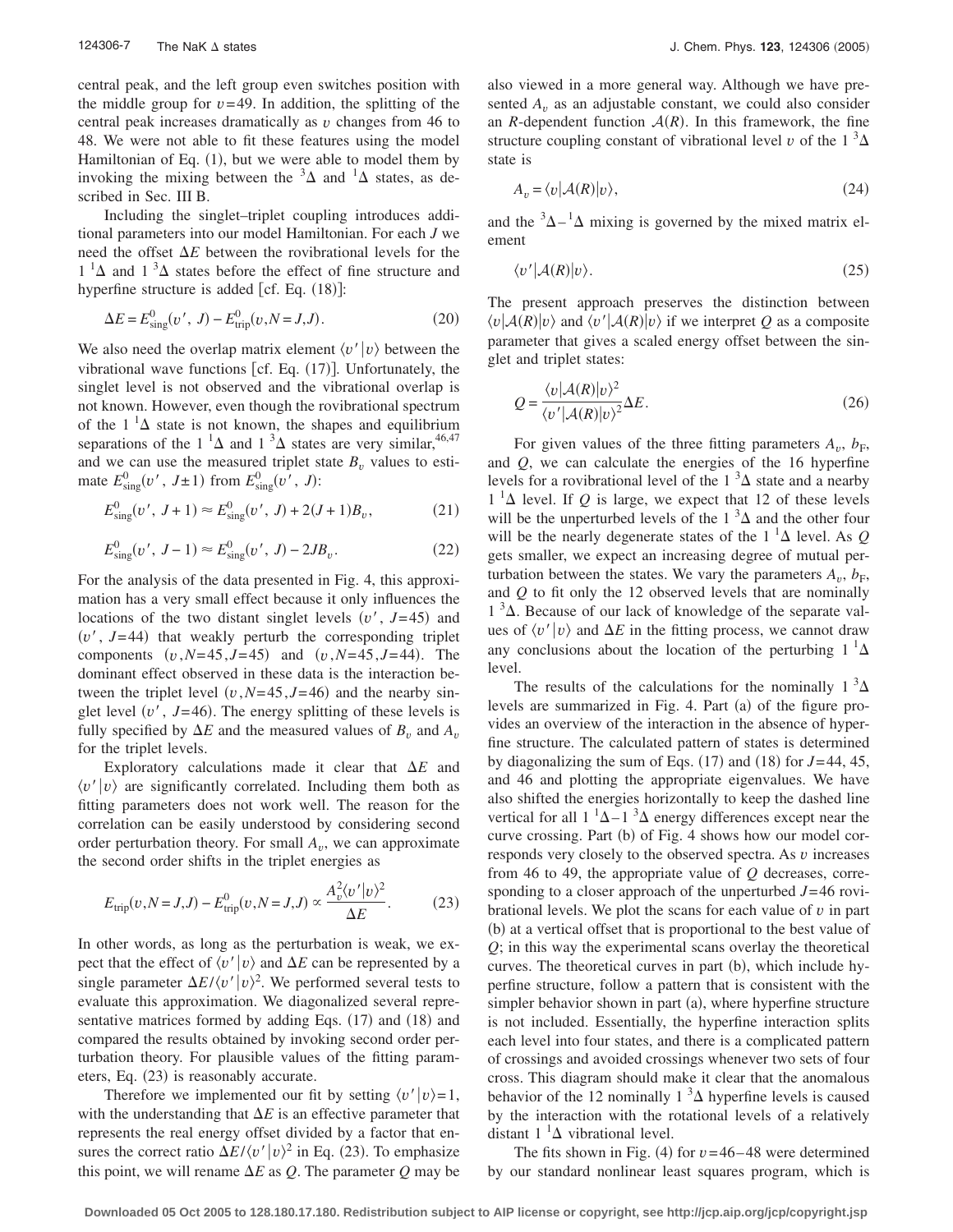central peak, and the left group even switches position with the middle group for $v=49$. In addition, the splitting of the central peak increases dramatically as $v$ changes from 46 to 48. We were not able to fit these features using the model Hamiltonian of Eq. (1), but we were able to model them by invoking the mixing between the $^3\Delta$ and $^1\Delta$ states, as described in Sec. III B.

Including the singlet–triplet coupling introduces additional parameters into our model Hamiltonian. For each $J$ we need the offset $\Delta E$ between the rovibrational levels for the $1\,^1\Delta$ and $1\,^3\Delta$ states before the effect of fine structure and hyperfine structure is added [cf. Eq. (18)]:

$$\Delta E = E^0_{\text{sing}}(v',\, J) - E^0_{\text{trip}}(v, N=J, J). \tag{20}$$

We also need the overlap matrix element $\langle v'|v\rangle$ between the vibrational wave functions [cf. Eq. (17)]. Unfortunately, the singlet level is not observed and the vibrational overlap is not known. However, even though the rovibrational spectrum of the $1\,^1\Delta$ state is not known, the shapes and equilibrium separations of the $1\,^1\Delta$ and $1\,^3\Delta$ states are very similar,[46,47] and we can use the measured triplet state $B_v$ values to estimate $E^0_{\text{sing}}(v',\, J\pm 1)$ from $E^0_{\text{sing}}(v',\, J)$:

$$E^0_{\text{sing}}(v',\, J+1) \approx E^0_{\text{sing}}(v',\, J) + 2(J+1)B_v, \tag{21}$$

$$E^0_{\text{sing}}(v',\, J-1) \approx E^0_{\text{sing}}(v',\, J) - 2JB_v. \tag{22}$$

For the analysis of the data presented in Fig. 4, this approximation has a very small effect because it only influences the locations of the two distant singlet levels $(v',\, J=45)$ and $(v',\, J=44)$ that weakly perturb the corresponding triplet components $(v, N=45, J=45)$ and $(v, N=45, J=44)$. The dominant effect observed in these data is the interaction between the triplet level $(v, N=45, J=46)$ and the nearby singlet level $(v',\, J=46)$. The energy splitting of these levels is fully specified by $\Delta E$ and the measured values of $B_v$ and $A_v$ for the triplet levels.

Exploratory calculations made it clear that $\Delta E$ and $\langle v'|v\rangle$ are significantly correlated. Including them both as fitting parameters does not work well. The reason for the correlation can be easily understood by considering second order perturbation theory. For small $A_v$, we can approximate the second order shifts in the triplet energies as

$$E_{\text{trip}}(v, N=J, J) - E^0_{\text{trip}}(v, N=J, J) \propto \frac{A_v^2 \langle v'|v\rangle^2}{\Delta E}. \tag{23}$$

In other words, as long as the perturbation is weak, we expect that the effect of $\langle v'|v\rangle$ and $\Delta E$ can be represented by a single parameter $\Delta E/\langle v'|v\rangle^2$. We performed several tests to evaluate this approximation. We diagonalized several representative matrices formed by adding Eqs. (17) and (18) and compared the results obtained by invoking second order perturbation theory. For plausible values of the fitting parameters, Eq. (23) is reasonably accurate.

Therefore we implemented our fit by setting $\langle v'|v\rangle = 1$, with the understanding that $\Delta E$ is an effective parameter that represents the real energy offset divided by a factor that ensures the correct ratio $\Delta E/\langle v'|v\rangle^2$ in Eq. (23). To emphasize this point, we will rename $\Delta E$ as $Q$. The parameter $Q$ may be also viewed in a more general way. Although we have presented $A_v$ as an adjustable constant, we could also consider an $R$-dependent function $\mathcal{A}(R)$. In this framework, the fine structure coupling constant of vibrational level $v$ of the $1\,^3\Delta$ state is

$$A_v = \langle v|\mathcal{A}(R)|v\rangle, \tag{24}$$

and the $^3\Delta$–$^1\Delta$ mixing is governed by the mixed matrix element

$$\langle v'|\mathcal{A}(R)|v\rangle. \tag{25}$$

The present approach preserves the distinction between $\langle v|\mathcal{A}(R)|v\rangle$ and $\langle v'|\mathcal{A}(R)|v\rangle$ if we interpret $Q$ as a composite parameter that gives a scaled energy offset between the singlet and triplet states:

$$Q = \frac{\langle v|\mathcal{A}(R)|v\rangle^2}{\langle v'|\mathcal{A}(R)|v\rangle^2}\Delta E. \tag{26}$$

For given values of the three fitting parameters $A_v$, $b_F$, and $Q$, we can calculate the energies of the 16 hyperfine levels for a rovibrational level of the $1\,^3\Delta$ state and a nearby $1\,^1\Delta$ level. If $Q$ is large, we expect that 12 of these levels will be the unperturbed levels of the $1\,^3\Delta$ and the other four will be the nearly degenerate states of the $1\,^1\Delta$ level. As $Q$ gets smaller, we expect an increasing degree of mutual perturbation between the states. We vary the parameters $A_v$, $b_F$, and $Q$ to fit only the 12 observed levels that are nominally $1\,^3\Delta$. Because of our lack of knowledge of the separate values of $\langle v'|v\rangle$ and $\Delta E$ in the fitting process, we cannot draw any conclusions about the location of the perturbing $1\,^1\Delta$ level.

The results of the calculations for the nominally $1\,^3\Delta$ levels are summarized in Fig. 4. Part (a) of the figure provides an overview of the interaction in the absence of hyperfine structure. The calculated pattern of states is determined by diagonalizing the sum of Eqs. (17) and (18) for $J=44$, 45, and 46 and plotting the appropriate eigenvalues. We have also shifted the energies horizontally to keep the dashed line vertical for all $1\,^1\Delta$–$1\,^3\Delta$ energy differences except near the curve crossing. Part (b) of Fig. 4 shows how our model corresponds very closely to the observed spectra. As $v$ increases from 46 to 49, the appropriate value of $Q$ decreases, corresponding to a closer approach of the unperturbed $J=46$ rovibrational levels. We plot the scans for each value of $v$ in part (b) at a vertical offset that is proportional to the best value of $Q$; in this way the experimental scans overlay the theoretical curves. The theoretical curves in part (b), which include hyperfine structure, follow a pattern that is consistent with the simpler behavior shown in part (a), where hyperfine structure is not included. Essentially, the hyperfine interaction splits each level into four states, and there is a complicated pattern of crossings and avoided crossings whenever two sets of four cross. This diagram should make it clear that the anomalous behavior of the 12 nominally $1\,^3\Delta$ hyperfine levels is caused by the interaction with the rotational levels of a relatively distant $1\,^1\Delta$ vibrational level.

The fits shown in Fig. (4) for $v=46$–48 were determined by our standard nonlinear least squares program, which is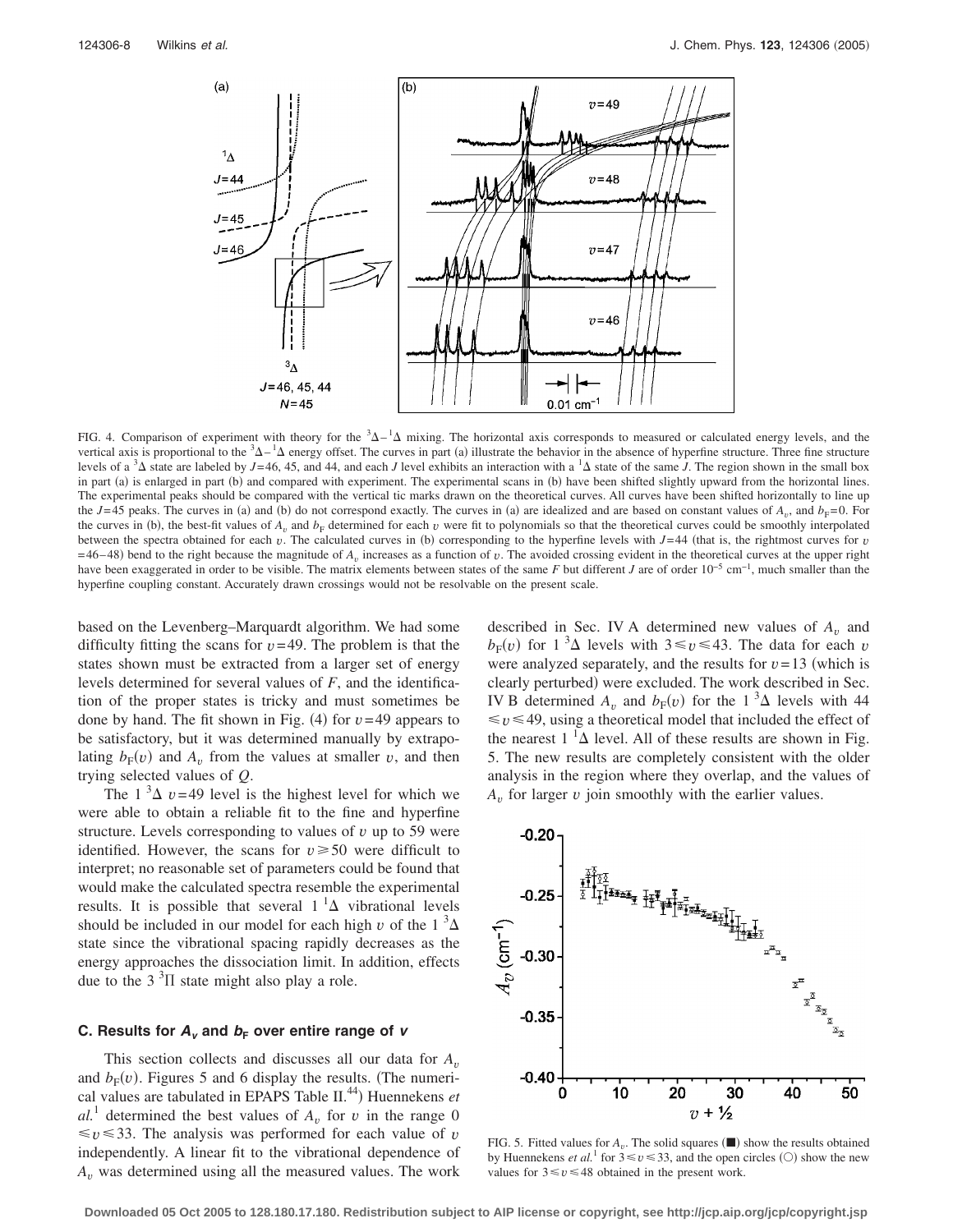FIG. 4. Comparison of experiment with theory for the $^3\Delta-^1\Delta$ mixing. The horizontal axis corresponds to measured or calculated energy levels, and the vertical axis is proportional to the $^3\Delta-^1\Delta$ energy offset. The curves in part (a) illustrate the behavior in the absence of hyperfine structure. Three fine structure levels of a $^3\Delta$ state are labeled by $J$=46, 45, and 44, and each $J$ level exhibits an interaction with a $^1\Delta$ state of the same $J$. The region shown in the small box in part (a) is enlarged in part (b) and compared with experiment. The experimental scans in (b) have been shifted slightly upward from the horizontal lines. The experimental peaks should be compared with the vertical tic marks drawn on the theoretical curves. All curves have been shifted horizontally to line up the $J$=45 peaks. The curves in (a) and (b) do not correspond exactly. The curves in (a) are idealized and are based on constant values of $A_v$, and $b_F$=0. For the curves in (b), the best-fit values of $A_v$ and $b_F$ determined for each $v$ were fit to polynomials so that the theoretical curves could be smoothly interpolated between the spectra obtained for each $v$. The calculated curves in (b) corresponding to the hyperfine levels with $J$=44 (that is, the rightmost curves for $v$ =46–48) bend to the right because the magnitude of $A_v$ increases as a function of $v$. The avoided crossing evident in the theoretical curves at the upper right have been exaggerated in order to be visible. The matrix elements between states of the same $F$ but different $J$ are of order $10^{-5}$ cm$^{-1}$, much smaller than the hyperfine coupling constant. Accurately drawn crossings would not be resolvable on the present scale.

based on the Levenberg–Marquardt algorithm. We had some difficulty fitting the scans for $v$=49. The problem is that the states shown must be extracted from a larger set of energy levels determined for several values of $F$, and the identification of the proper states is tricky and must sometimes be done by hand. The fit shown in Fig. (4) for $v$=49 appears to be satisfactory, but it was determined manually by extrapolating $b_F(v)$ and $A_v$ from the values at smaller $v$, and then trying selected values of $Q$.

The $1\,^3\Delta$ $v$=49 level is the highest level for which we were able to obtain a reliable fit to the fine and hyperfine structure. Levels corresponding to values of $v$ up to 59 were identified. However, the scans for $v \geq 50$ were difficult to interpret; no reasonable set of parameters could be found that would make the calculated spectra resemble the experimental results. It is possible that several $1\,^1\Delta$ vibrational levels should be included in our model for each high $v$ of the $1\,^3\Delta$ state since the vibrational spacing rapidly decreases as the energy approaches the dissociation limit. In addition, effects due to the $3\,^3\Pi$ state might also play a role.

### C. Results for $A_v$ and $b_F$ over entire range of $v$

This section collects and discusses all our data for $A_v$ and $b_F(v)$. Figures 5 and 6 display the results. (The numerical values are tabulated in EPAPS Table II.[44]) Huennekens *et al.*[1] determined the best values of $A_v$ for $v$ in the range $0 \leq v \leq 33$. The analysis was performed for each value of $v$ independently. A linear fit to the vibrational dependence of $A_v$ was determined using all the measured values. The work described in Sec. IV A determined new values of $A_v$ and $b_F(v)$ for $1\,^3\Delta$ levels with $3 \leq v \leq 43$. The data for each $v$ were analyzed separately, and the results for $v$=13 (which is clearly perturbed) were excluded. The work described in Sec. IV B determined $A_v$ and $b_F(v)$ for the $1\,^3\Delta$ levels with $44 \leq v \leq 49$, using a theoretical model that included the effect of the nearest $1\,^1\Delta$ level. All of these results are shown in Fig. 5. The new results are completely consistent with the older analysis in the region where they overlap, and the values of $A_v$ for larger $v$ join smoothly with the earlier values.

FIG. 5. Fitted values for $A_v$. The solid squares (■) show the results obtained by Huennekens *et al.*[1] for $3 \leq v \leq 33$, and the open circles (○) show the new values for $3 \leq v \leq 48$ obtained in the present work.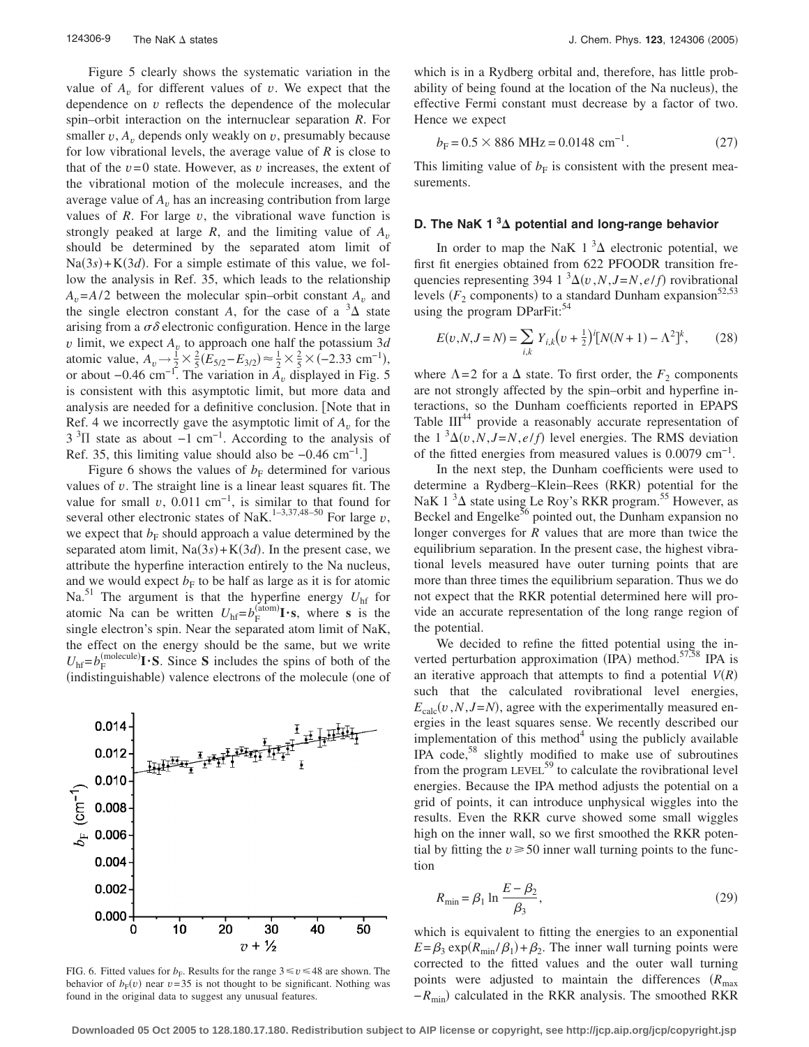Figure 5 clearly shows the systematic variation in the value of $A_v$ for different values of $v$. We expect that the dependence on $v$ reflects the dependence of the molecular spin–orbit interaction on the internuclear separation $R$. For smaller $v$, $A_v$ depends only weakly on $v$, presumably because for low vibrational levels, the average value of $R$ is close to that of the $v=0$ state. However, as $v$ increases, the extent of the vibrational motion of the molecule increases, and the average value of $A_v$ has an increasing contribution from large values of $R$. For large $v$, the vibrational wave function is strongly peaked at large $R$, and the limiting value of $A_v$ should be determined by the separated atom limit of Na(3*s*)+K(3*d*). For a simple estimate of this value, we follow the analysis in Ref. 35, which leads to the relationship $A_v = A/2$ between the molecular spin–orbit constant $A_v$ and the single electron constant $A$, for the case of a $^3\Delta$ state arising from a $\sigma\delta$ electronic configuration. Hence in the large $v$ limit, we expect $A_v$ to approach one half the potassium 3*d* atomic value, $A_v \rightarrow \frac{1}{2} \times \frac{2}{5}(E_{5/2} - E_{3/2}) \approx \frac{1}{2} \times \frac{2}{5} \times (-2.33\ \text{cm}^{-1})$, or about $-0.46\ \text{cm}^{-1}$. The variation in $A_v$ displayed in Fig. 5 is consistent with this asymptotic limit, but more data and analysis are needed for a definitive conclusion. [Note that in Ref. 4 we incorrectly gave the asymptotic limit of $A_v$ for the 3 $^3\Pi$ state as about $-1\ \text{cm}^{-1}$. According to the analysis of Ref. 35, this limiting value should also be $-0.46\ \text{cm}^{-1}$.]

Figure 6 shows the values of $b_F$ determined for various values of $v$. The straight line is a linear least squares fit. The value for small $v$, $0.011\ \text{cm}^{-1}$, is similar to that found for several other electronic states of NaK.[1–3,37,48–50] For large $v$, we expect that $b_F$ should approach a value determined by the separated atom limit, Na(3*s*)+K(3*d*). In the present case, we attribute the hyperfine interaction entirely to the Na nucleus, and we would expect $b_F$ to be half as large as it is for atomic Na.[51] The argument is that the hyperfine energy $U_{\text{hf}}$ for atomic Na can be written $U_{\text{hf}} = b_F^{(\text{atom})}\mathbf{I}\cdot\mathbf{s}$, where $\mathbf{s}$ is the single electron's spin. Near the separated atom limit of NaK, the effect on the energy should be the same, but we write $U_{\text{hf}} = b_F^{(\text{molecule})}\mathbf{I}\cdot\mathbf{S}$. Since $\mathbf{S}$ includes the spins of both of the (indistinguishable) valence electrons of the molecule (one of which is in a Rydberg orbital and, therefore, has little probability of being found at the location of the Na nucleus), the effective Fermi constant must decrease by a factor of two. Hence we expect

$$b_F = 0.5 \times 886\ \text{MHz} = 0.0148\ \text{cm}^{-1}. \tag{27}$$

This limiting value of $b_F$ is consistent with the present measurements.

FIG. 6. Fitted values for $b_F$. Results for the range $3 \leq v \leq 48$ are shown. The behavior of $b_F(v)$ near $v=35$ is not thought to be significant. Nothing was found in the original data to suggest any unusual features.

### D. The NaK 1 $^3\Delta$ potential and long-range behavior

In order to map the NaK 1 $^3\Delta$ electronic potential, we first fit energies obtained from 622 PFOODR transition frequencies representing 394 1 $^3\Delta(v,N,J=N,e/f)$ rovibrational levels ($F_2$ components) to a standard Dunham expansion[52,53] using the program DParFit:[54]

$$E(v,N,J=N) = \sum_{i,k} Y_{i,k}\left(v+\tfrac{1}{2}\right)^i [N(N+1) - \Lambda^2]^k, \tag{28}$$

where $\Lambda = 2$ for a $\Delta$ state. To first order, the $F_2$ components are not strongly affected by the spin–orbit and hyperfine interactions, so the Dunham coefficients reported in EPAPS Table III[44] provide a reasonably accurate representation of the 1 $^3\Delta(v,N,J=N,e/f)$ level energies. The RMS deviation of the fitted energies from measured values is $0.0079\ \text{cm}^{-1}$.

In the next step, the Dunham coefficients were used to determine a Rydberg–Klein–Rees (RKR) potential for the NaK 1 $^3\Delta$ state using Le Roy's RKR program.[55] However, as Beckel and Engelke[56] pointed out, the Dunham expansion no longer converges for $R$ values that are more than twice the equilibrium separation. In the present case, the highest vibrational levels measured have outer turning points that are more than three times the equilibrium separation. Thus we do not expect that the RKR potential determined here will provide an accurate representation of the long range region of the potential.

We decided to refine the fitted potential using the inverted perturbation approximation (IPA) method.[57,58] IPA is an iterative approach that attempts to find a potential $V(R)$ such that the calculated rovibrational level energies, $E_{\text{calc}}(v,N,J=N)$, agree with the experimentally measured energies in the least squares sense. We recently described our implementation of this method[4] using the publicly available IPA code,[58] slightly modified to make use of subroutines from the program LEVEL[59] to calculate the rovibrational level energies. Because the IPA method adjusts the potential on a grid of points, it can introduce unphysical wiggles into the results. Even the RKR curve showed some small wiggles high on the inner wall, so we first smoothed the RKR potential by fitting the $v \geq 50$ inner wall turning points to the function

$$R_{\min} = \beta_1 \ln \frac{E - \beta_2}{\beta_3}, \tag{29}$$

which is equivalent to fitting the energies to an exponential $E = \beta_3 \exp(R_{\min}/\beta_1) + \beta_2$. The inner wall turning points were corrected to the fitted values and the outer wall turning points were adjusted to maintain the differences $(R_{\max} - R_{\min})$ calculated in the RKR analysis. The smoothed RKR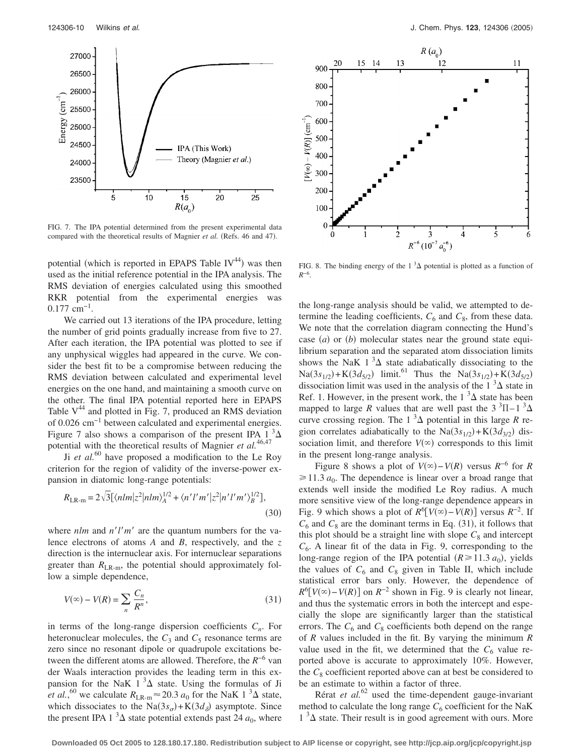FIG. 7. The IPA potential determined from the present experimental data compared with the theoretical results of Magnier *et al.* (Refs. 46 and 47).

FIG. 8. The binding energy of the $1\,^3\Delta$ potential is plotted as a function of $R^{-6}$.

potential (which is reported in EPAPS Table IV[44]) was then used as the initial reference potential in the IPA analysis. The RMS deviation of energies calculated using this smoothed RKR potential from the experimental energies was $0.177\ \mathrm{cm}^{-1}$.

We carried out 13 iterations of the IPA procedure, letting the number of grid points gradually increase from five to 27. After each iteration, the IPA potential was plotted to see if any unphysical wiggles had appeared in the curve. We consider the best fit to be a compromise between reducing the RMS deviation between calculated and experimental level energies on the one hand, and maintaining a smooth curve on the other. The final IPA potential reported here in EPAPS Table V[44] and plotted in Fig. 7, produced an RMS deviation of $0.026\ \mathrm{cm}^{-1}$ between calculated and experimental energies. Figure 7 also shows a comparison of the present IPA $1\,^3\Delta$ potential with the theoretical results of Magnier *et al.*[46,47]

Ji *et al.*[60] have proposed a modification to the Le Roy criterion for the region of validity of the inverse-power expansion in diatomic long-range potentials:

$$R_{\mathrm{LR\text{-}m}} = 2\sqrt{3}\left[\langle nlm|z^2|nlm\rangle_A^{1/2} + \langle n'l'm'|z^2|n'l'm'\rangle_B^{1/2}\right], \tag{30}$$

where $nlm$ and $n'l'm'$ are the quantum numbers for the valence electrons of atoms $A$ and $B$, respectively, and the $z$ direction is the internuclear axis. For internuclear separations greater than $R_{\mathrm{LR\text{-}m}}$, the potential should approximately follow a simple dependence,

$$V(\infty) - V(R) = \sum_n \frac{C_n}{R^n}, \tag{31}$$

in terms of the long-range dispersion coefficients $C_n$. For heteronuclear molecules, the $C_3$ and $C_5$ resonance terms are zero since no resonant dipole or quadrupole excitations between the different atoms are allowed. Therefore, the $R^{-6}$ van der Waals interaction provides the leading term in this expansion for the NaK $1\,^3\Delta$ state. Using the formulas of Ji *et al.*,[60] we calculate $R_{\mathrm{LR\text{-}m}} \approx 20.3\ a_0$ for the NaK $1\,^3\Delta$ state, which dissociates to the $\mathrm{Na}(3s_\sigma)+\mathrm{K}(3d_\delta)$ asymptote. Since the present IPA $1\,^3\Delta$ state potential extends past $24\ a_0$, where the long-range analysis should be valid, we attempted to determine the leading coefficients, $C_6$ and $C_8$, from these data. We note that the correlation diagram connecting the Hund's case ($a$) or ($b$) molecular states near the ground state equilibrium separation and the separated atom dissociation limits shows the NaK $1\,^3\Delta$ state adiabatically dissociating to the $\mathrm{Na}(3s_{1/2})+\mathrm{K}(3d_{5/2})$ limit.[61] Thus the $\mathrm{Na}(3s_{1/2})+\mathrm{K}(3d_{5/2})$ dissociation limit was used in the analysis of the $1\,^3\Delta$ state in Ref. 1. However, in the present work, the $1\,^3\Delta$ state has been mapped to large $R$ values that are well past the $3\,^3\Pi - 1\,^3\Delta$ curve crossing region. The $1\,^3\Delta$ potential in this large $R$ region correlates adiabatically to the $\mathrm{Na}(3s_{1/2})+\mathrm{K}(3d_{3/2})$ dissociation limit, and therefore $V(\infty)$ corresponds to this limit in the present long-range analysis.

Figure 8 shows a plot of $V(\infty)-V(R)$ versus $R^{-6}$ for $R \geq 11.3\ a_0$. The dependence is linear over a broad range that extends well inside the modified Le Roy radius. A much more sensitive view of the long-range dependence appears in Fig. 9 which shows a plot of $R^6[V(\infty)-V(R)]$ versus $R^{-2}$. If $C_6$ and $C_8$ are the dominant terms in Eq. (31), it follows that this plot should be a straight line with slope $C_8$ and intercept $C_6$. A linear fit of the data in Fig. 9, corresponding to the long-range region of the IPA potential ($R \geq 11.3\ a_0$), yields the values of $C_6$ and $C_8$ given in Table II, which include statistical error bars only. However, the dependence of $R^6[V(\infty)-V(R)]$ on $R^{-2}$ shown in Fig. 9 is clearly not linear, and thus the systematic errors in both the intercept and especially the slope are significantly larger than the statistical errors. The $C_6$ and $C_8$ coefficients both depend on the range of $R$ values included in the fit. By varying the minimum $R$ value used in the fit, we determined that the $C_6$ value reported above is accurate to approximately 10%. However, the $C_8$ coefficient reported above can at best be considered to be an estimate to within a factor of three.

Rérat *et al.*[62] used the time-dependent gauge-invariant method to calculate the long range $C_6$ coefficient for the NaK $1\,^3\Delta$ state. Their result is in good agreement with ours. More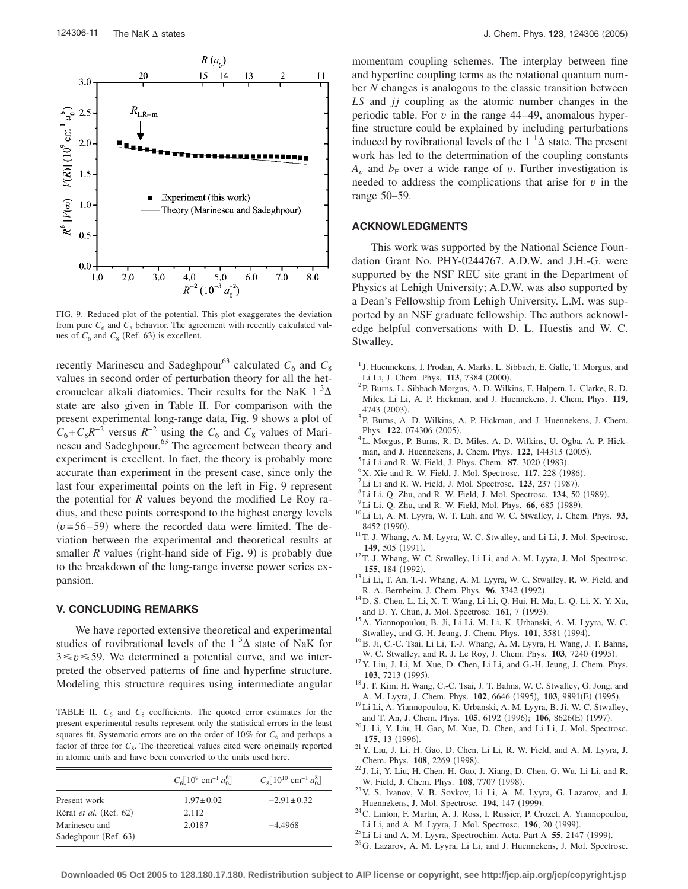FIG. 9. Reduced plot of the potential. This plot exaggerates the deviation from pure $C_6$ and $C_8$ behavior. The agreement with recently calculated values of $C_6$ and $C_8$ (Ref. 63) is excellent.

recently Marinescu and Sadeghpour[63] calculated $C_6$ and $C_8$ values in second order of perturbation theory for all the heteronuclear alkali diatomics. Their results for the NaK $1\,^3\Delta$ state are also given in Table II. For comparison with the present experimental long-range data, Fig. 9 shows a plot of $C_6+C_8R^{-2}$ versus $R^{-2}$ using the $C_6$ and $C_8$ values of Marinescu and Sadeghpour.[63] The agreement between theory and experiment is excellent. In fact, the theory is probably more accurate than experiment in the present case, since only the last four experimental points on the left in Fig. 9 represent the potential for $R$ values beyond the modified Le Roy radius, and these points correspond to the highest energy levels ($v=56$–59) where the recorded data were limited. The deviation between the experimental and theoretical results at smaller $R$ values (right-hand side of Fig. 9) is probably due to the breakdown of the long-range inverse power series expansion.

## V. CONCLUDING REMARKS

We have reported extensive theoretical and experimental studies of rovibrational levels of the $1\,^3\Delta$ state of NaK for $3 \leqslant v \leqslant 59$. We determined a potential curve, and we interpreted the observed patterns of fine and hyperfine structure. Modeling this structure requires using intermediate angular momentum coupling schemes. The interplay between fine and hyperfine coupling terms as the rotational quantum number $N$ changes is analogous to the classic transition between $LS$ and $jj$ coupling as the atomic number changes in the periodic table. For $v$ in the range 44–49, anomalous hyperfine structure could be explained by including perturbations induced by rovibrational levels of the $1\,^1\Delta$ state. The present work has led to the determination of the coupling constants $A_v$ and $b_F$ over a wide range of $v$. Further investigation is needed to address the complications that arise for $v$ in the range 50–59.

TABLE II. $C_6$ and $C_8$ coefficients. The quoted error estimates for the present experimental results represent only the statistical errors in the least squares fit. Systematic errors are on the order of 10% for $C_6$ and perhaps a factor of three for $C_8$. The theoretical values cited were originally reported in atomic units and have been converted to the units used here.

| | $C_6[10^9 \text{ cm}^{-1} a_0^6]$ | $C_8[10^{10} \text{ cm}^{-1} a_0^8]$ |
|---|---|---|
| Present work | $1.97 \pm 0.02$ | $-2.91 \pm 0.32$ |
| Rérat *et al.* (Ref. 62) | 2.112 | |
| Marinescu and Sadeghpour (Ref. 63) | 2.0187 | $-4.4968$ |

## ACKNOWLEDGMENTS

This work was supported by the National Science Foundation Grant No. PHY-0244767. A.D.W. and J.H.-G. were supported by the NSF REU site grant in the Department of Physics at Lehigh University; A.D.W. was also supported by a Dean's Fellowship from Lehigh University. L.M. was supported by an NSF graduate fellowship. The authors acknowledge helpful conversations with D. L. Huestis and W. C. Stwalley.

[1] J. Huennekens, I. Prodan, A. Marks, L. Sibbach, E. Galle, T. Morgus, and Li Li, J. Chem. Phys. **113**, 7384 (2000).
[2] P. Burns, L. Sibbach-Morgus, A. D. Wilkins, F. Halpern, L. Clarke, R. D. Miles, Li Li, A. P. Hickman, and J. Huennekens, J. Chem. Phys. **119**, 4743 (2003).
[3] P. Burns, A. D. Wilkins, A. P. Hickman, and J. Huennekens, J. Chem. Phys. **122**, 074306 (2005).
[4] L. Morgus, P. Burns, R. D. Miles, A. D. Wilkins, U. Ogba, A. P. Hickman, and J. Huennekens, J. Chem. Phys. **122**, 144313 (2005).
[5] Li Li and R. W. Field, J. Phys. Chem. **87**, 3020 (1983).
[6] X. Xie and R. W. Field, J. Mol. Spectrosc. **117**, 228 (1986).
[7] Li Li and R. W. Field, J. Mol. Spectrosc. **123**, 237 (1987).
[8] Li Li, Q. Zhu, and R. W. Field, J. Mol. Spectrosc. **134**, 50 (1989).
[9] Li Li, Q. Zhu, and R. W. Field, Mol. Phys. **66**, 685 (1989).
[10] Li Li, A. M. Lyyra, W. T. Luh, and W. C. Stwalley, J. Chem. Phys. **93**, 8452 (1990).
[11] T.-J. Whang, A. M. Lyyra, W. C. Stwalley, and Li Li, J. Mol. Spectrosc. **149**, 505 (1991).
[12] T.-J. Whang, W. C. Stwalley, Li Li, and A. M. Lyyra, J. Mol. Spectrosc. **155**, 184 (1992).
[13] Li Li, T. An, T.-J. Whang, A. M. Lyyra, W. C. Stwalley, R. W. Field, and R. A. Bernheim, J. Chem. Phys. **96**, 3342 (1992).
[14] D. S. Chen, L. Li, X. T. Wang, Li Li, Q. Hui, H. Ma, L. Q. Li, X. Y. Xu, and D. Y. Chun, J. Mol. Spectrosc. **161**, 7 (1993).
[15] A. Yiannopoulou, B. Ji, Li Li, M. Li, K. Urbanski, A. M. Lyyra, W. C. Stwalley, and G.-H. Jeung, J. Chem. Phys. **101**, 3581 (1994).
[16] B. Ji, C.-C. Tsai, Li Li, T.-J. Whang, A. M. Lyyra, H. Wang, J. T. Bahns, W. C. Stwalley, and R. J. Le Roy, J. Chem. Phys. **103**, 7240 (1995).
[17] Y. Liu, J. Li, M. Xue, D. Chen, Li Li, and G.-H. Jeung, J. Chem. Phys. **103**, 7213 (1995).
[18] J. T. Kim, H. Wang, C.-C. Tsai, J. T. Bahns, W. C. Stwalley, G. Jong, and A. M. Lyyra, J. Chem. Phys. **102**, 6646 (1995), **103**, 9891(E) (1995).
[19] Li Li, A. Yiannopoulou, K. Urbanski, A. M. Lyyra, B. Ji, W. C. Stwalley, and T. An, J. Chem. Phys. **105**, 6192 (1996); **106**, 8626(E) (1997).
[20] J. Li, Y. Liu, H. Gao, M. Xue, D. Chen, and Li Li, J. Mol. Spectrosc. **175**, 13 (1996).
[21] Y. Liu, J. Li, H. Gao, D. Chen, Li Li, R. W. Field, and A. M. Lyyra, J. Chem. Phys. **108**, 2269 (1998).
[22] J. Li, Y. Liu, H. Chen, H. Gao, J. Xiang, D. Chen, G. Wu, Li Li, and R. W. Field, J. Chem. Phys. **108**, 7707 (1998).
[23] V. S. Ivanov, V. B. Sovkov, Li Li, A. M. Lyyra, G. Lazarov, and J. Huennekens, J. Mol. Spectrosc. **194**, 147 (1999).
[24] C. Linton, F. Martin, A. J. Ross, I. Russier, P. Crozet, A. Yiannopoulou, Li Li, and A. M. Lyyra, J. Mol. Spectrosc. **196**, 20 (1999).
[25] Li Li and A. M. Lyyra, Spectrochim. Acta, Part A **55**, 2147 (1999).
[26] G. Lazarov, A. M. Lyyra, Li Li, and J. Huennekens, J. Mol. Spectrosc.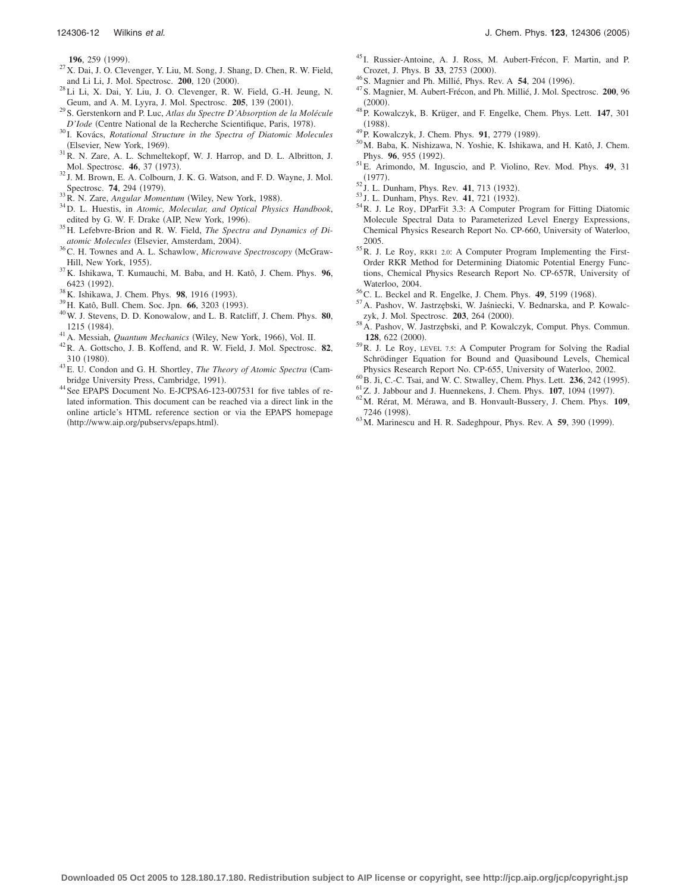**196**, 259 (1999).

[27] X. Dai, J. O. Clevenger, Y. Liu, M. Song, J. Shang, D. Chen, R. W. Field, and Li Li, J. Mol. Spectrosc. **200**, 120 (2000).

[28] Li Li, X. Dai, Y. Liu, J. O. Clevenger, R. W. Field, G.-H. Jeung, N. Geum, and A. M. Lyyra, J. Mol. Spectrosc. **205**, 139 (2001).

[29] S. Gerstenkorn and P. Luc, *Atlas du Spectre D'Absorption de la Molécule D'Iode* (Centre National de la Recherche Scientifique, Paris, 1978).

[30] I. Kovács, *Rotational Structure in the Spectra of Diatomic Molecules* (Elsevier, New York, 1969).

[31] R. N. Zare, A. L. Schmeltekopf, W. J. Harrop, and D. L. Albritton, J. Mol. Spectrosc. **46**, 37 (1973).

[32] J. M. Brown, E. A. Colbourn, J. K. G. Watson, and F. D. Wayne, J. Mol. Spectrosc. **74**, 294 (1979).

[33] R. N. Zare, *Angular Momentum* (Wiley, New York, 1988).

[34] D. L. Huestis, in *Atomic, Molecular, and Optical Physics Handbook*, edited by G. W. F. Drake (AIP, New York, 1996).

[35] H. Lefebvre-Brion and R. W. Field, *The Spectra and Dynamics of Diatomic Molecules* (Elsevier, Amsterdam, 2004).

[36] C. H. Townes and A. L. Schawlow, *Microwave Spectroscopy* (McGraw-Hill, New York, 1955).

[37] K. Ishikawa, T. Kumauchi, M. Baba, and H. Katô, J. Chem. Phys. **96**, 6423 (1992).

[38] K. Ishikawa, J. Chem. Phys. **98**, 1916 (1993).

[39] H. Katô, Bull. Chem. Soc. Jpn. **66**, 3203 (1993).

[40] W. J. Stevens, D. D. Konowalow, and L. B. Ratcliff, J. Chem. Phys. **80**, 1215 (1984).

[41] A. Messiah, *Quantum Mechanics* (Wiley, New York, 1966), Vol. II.

[42] R. A. Gottscho, J. B. Koffend, and R. W. Field, J. Mol. Spectrosc. **82**, 310 (1980).

[43] E. U. Condon and G. H. Shortley, *The Theory of Atomic Spectra* (Cambridge University Press, Cambridge, 1991).

[44] See EPAPS Document No. E-JCPSA6-123-007531 for five tables of related information. This document can be reached via a direct link in the online article's HTML reference section or via the EPAPS homepage (http://www.aip.org/pubservs/epaps.html).

[45] I. Russier-Antoine, A. J. Ross, M. Aubert-Frécon, F. Martin, and P. Crozet, J. Phys. B **33**, 2753 (2000).

[46] S. Magnier and Ph. Millié, Phys. Rev. A **54**, 204 (1996).

[47] S. Magnier, M. Aubert-Frécon, and Ph. Millié, J. Mol. Spectrosc. **200**, 96 (2000).

[48] P. Kowalczyk, B. Krüger, and F. Engelke, Chem. Phys. Lett. **147**, 301 (1988).

[49] P. Kowalczyk, J. Chem. Phys. **91**, 2779 (1989).

[50] M. Baba, K. Nishizawa, N. Yoshie, K. Ishikawa, and H. Katô, J. Chem. Phys. **96**, 955 (1992).

[51] E. Arimondo, M. Inguscio, and P. Violino, Rev. Mod. Phys. **49**, 31 (1977).

[52] J. L. Dunham, Phys. Rev. **41**, 713 (1932).

[53] J. L. Dunham, Phys. Rev. **41**, 721 (1932).

[54] R. J. Le Roy, DParFit 3.3: A Computer Program for Fitting Diatomic Molecule Spectral Data to Parameterized Level Energy Expressions, Chemical Physics Research Report No. CP-660, University of Waterloo, 2005.

[55] R. J. Le Roy, RKR1 2.0: A Computer Program Implementing the First-Order RKR Method for Determining Diatomic Potential Energy Functions, Chemical Physics Research Report No. CP-657R, University of Waterloo, 2004.

[56] C. L. Beckel and R. Engelke, J. Chem. Phys. **49**, 5199 (1968).

[57] A. Pashov, W. Jastrzębski, W. Jaśniecki, V. Bednarska, and P. Kowalczyk, J. Mol. Spectrosc. **203**, 264 (2000).

[58] A. Pashov, W. Jastrzębski, and P. Kowalczyk, Comput. Phys. Commun. **128**, 622 (2000).

[59] R. J. Le Roy, LEVEL 7.5: A Computer Program for Solving the Radial Schrödinger Equation for Bound and Quasibound Levels, Chemical Physics Research Report No. CP-655, University of Waterloo, 2002.

[60] B. Ji, C.-C. Tsai, and W. C. Stwalley, Chem. Phys. Lett. **236**, 242 (1995).

[61] Z. J. Jabbour and J. Huennekens, J. Chem. Phys. **107**, 1094 (1997).

[62] M. Rérat, M. Mérawa, and B. Honvault-Bussery, J. Chem. Phys. **109**, 7246 (1998).

[63] M. Marinescu and H. R. Sadeghpour, Phys. Rev. A **59**, 390 (1999).